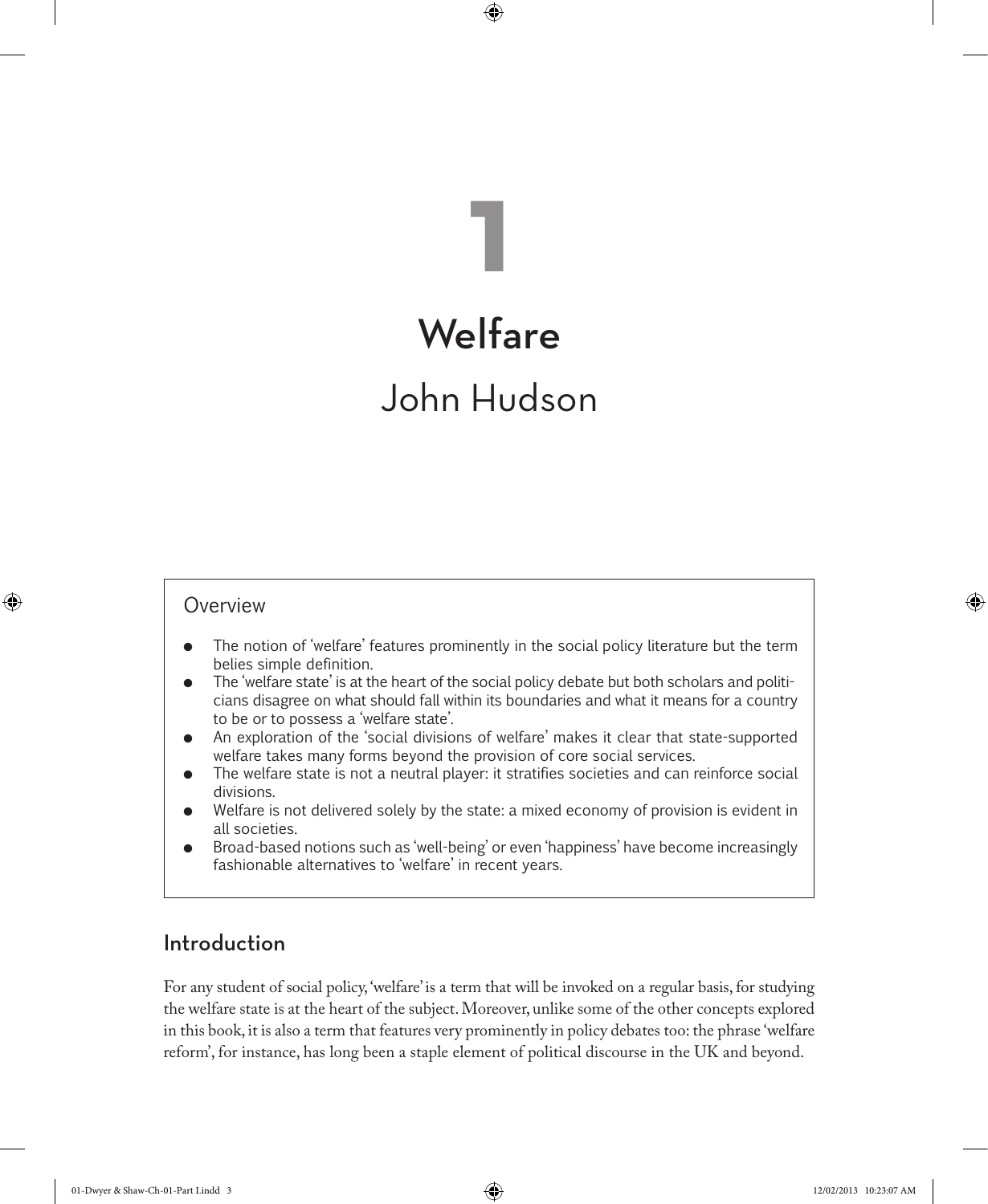# 1

# Welfare

## John Hudson

### Overview

- The notion of 'welfare' features prominently in the social policy literature but the term belies simple definition.
- The 'welfare state' is at the heart of the social policy debate but both scholars and politicians disagree on what should fall within its boundaries and what it means for a country to be or to possess a 'welfare state'.
- An exploration of the 'social divisions of welfare' makes it clear that state-supported welfare takes many forms beyond the provision of core social services.
- The welfare state is not a neutral player: it stratifies societies and can reinforce social divisions.
- Welfare is not delivered solely by the state: a mixed economy of provision is evident in all societies.
- Broad-based notions such as 'well-being' or even 'happiness' have become increasingly fashionable alternatives to 'welfare' in recent years.

## Introduction

For any student of social policy, 'welfare' is a term that will be invoked on a regular basis, for studying the welfare state is at the heart of the subject. Moreover, unlike some of the other concepts explored in this book, it is also a term that features very prominently in policy debates too: the phrase 'welfare reform', for instance, has long been a staple element of political discourse in the UK and beyond.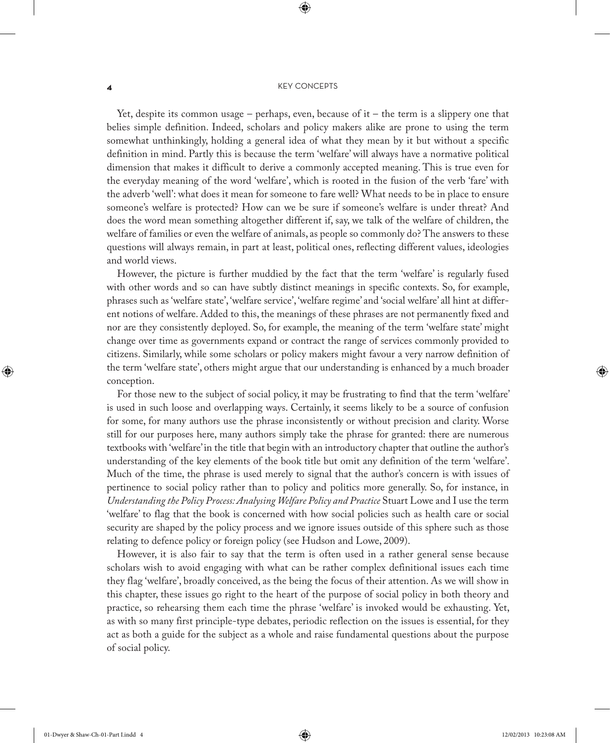Yet, despite its common usage – perhaps, even, because of it – the term is a slippery one that belies simple definition. Indeed, scholars and policy makers alike are prone to using the term somewhat unthinkingly, holding a general idea of what they mean by it but without a specific definition in mind. Partly this is because the term 'welfare' will always have a normative political dimension that makes it difficult to derive a commonly accepted meaning. This is true even for the everyday meaning of the word 'welfare', which is rooted in the fusion of the verb 'fare' with the adverb 'well': what does it mean for someone to fare well? What needs to be in place to ensure someone's welfare is protected? How can we be sure if someone's welfare is under threat? And does the word mean something altogether different if, say, we talk of the welfare of children, the welfare of families or even the welfare of animals, as people so commonly do? The answers to these questions will always remain, in part at least, political ones, reflecting different values, ideologies and world views.

However, the picture is further muddied by the fact that the term 'welfare' is regularly fused with other words and so can have subtly distinct meanings in specific contexts. So, for example, phrases such as 'welfare state', 'welfare service', 'welfare regime' and 'social welfare' all hint at different notions of welfare. Added to this, the meanings of these phrases are not permanently fixed and nor are they consistently deployed. So, for example, the meaning of the term 'welfare state' might change over time as governments expand or contract the range of services commonly provided to citizens. Similarly, while some scholars or policy makers might favour a very narrow definition of the term 'welfare state', others might argue that our understanding is enhanced by a much broader conception.

For those new to the subject of social policy, it may be frustrating to find that the term 'welfare' is used in such loose and overlapping ways. Certainly, it seems likely to be a source of confusion for some, for many authors use the phrase inconsistently or without precision and clarity. Worse still for our purposes here, many authors simply take the phrase for granted: there are numerous textbooks with 'welfare' in the title that begin with an introductory chapter that outline the author's understanding of the key elements of the book title but omit any definition of the term 'welfare'. Much of the time, the phrase is used merely to signal that the author's concern is with issues of pertinence to social policy rather than to policy and politics more generally. So, for instance, in *Understanding the Policy Process: Analysing Welfare Policy and Practice* Stuart Lowe and I use the term 'welfare' to flag that the book is concerned with how social policies such as health care or social security are shaped by the policy process and we ignore issues outside of this sphere such as those relating to defence policy or foreign policy (see Hudson and Lowe, 2009).

However, it is also fair to say that the term is often used in a rather general sense because scholars wish to avoid engaging with what can be rather complex definitional issues each time they flag 'welfare', broadly conceived, as the being the focus of their attention. As we will show in this chapter, these issues go right to the heart of the purpose of social policy in both theory and practice, so rehearsing them each time the phrase 'welfare' is invoked would be exhausting. Yet, as with so many first principle-type debates, periodic reflection on the issues is essential, for they act as both a guide for the subject as a whole and raise fundamental questions about the purpose of social policy.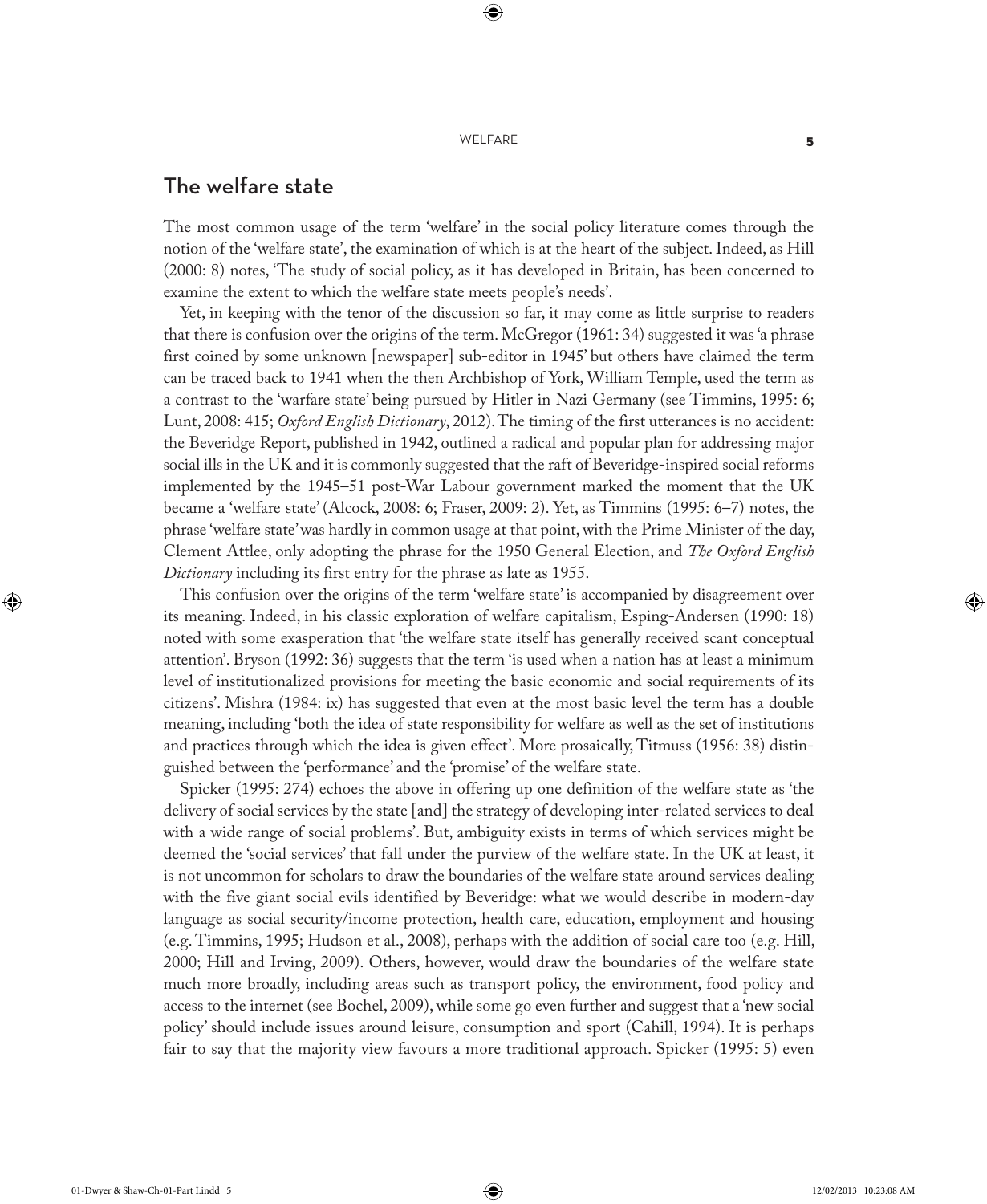## The welfare state

The most common usage of the term 'welfare' in the social policy literature comes through the notion of the 'welfare state', the examination of which is at the heart of the subject. Indeed, as Hill (2000: 8) notes, 'The study of social policy, as it has developed in Britain, has been concerned to examine the extent to which the welfare state meets people's needs'.

Yet, in keeping with the tenor of the discussion so far, it may come as little surprise to readers that there is confusion over the origins of the term. McGregor (1961: 34) suggested it was 'a phrase first coined by some unknown [newspaper] sub-editor in 1945' but others have claimed the term can be traced back to 1941 when the then Archbishop of York, William Temple, used the term as a contrast to the 'warfare state' being pursued by Hitler in Nazi Germany (see Timmins, 1995: 6; Lunt, 2008: 415; *Oxford English Dictionary*, 2012). The timing of the first utterances is no accident: the Beveridge Report, published in 1942, outlined a radical and popular plan for addressing major social ills in the UK and it is commonly suggested that the raft of Beveridge-inspired social reforms implemented by the 1945–51 post-War Labour government marked the moment that the UK became a 'welfare state' (Alcock, 2008: 6; Fraser, 2009: 2). Yet, as Timmins (1995: 6–7) notes, the phrase 'welfare state' was hardly in common usage at that point, with the Prime Minister of the day, Clement Attlee, only adopting the phrase for the 1950 General Election, and *The Oxford English Dictionary* including its first entry for the phrase as late as 1955.

This confusion over the origins of the term 'welfare state' is accompanied by disagreement over its meaning. Indeed, in his classic exploration of welfare capitalism, Esping-Andersen (1990: 18) noted with some exasperation that 'the welfare state itself has generally received scant conceptual attention'. Bryson (1992: 36) suggests that the term 'is used when a nation has at least a minimum level of institutionalized provisions for meeting the basic economic and social requirements of its citizens'. Mishra (1984: ix) has suggested that even at the most basic level the term has a double meaning, including 'both the idea of state responsibility for welfare as well as the set of institutions and practices through which the idea is given effect'. More prosaically, Titmuss (1956: 38) distinguished between the 'performance' and the 'promise' of the welfare state.

Spicker (1995: 274) echoes the above in offering up one definition of the welfare state as 'the delivery of social services by the state [and] the strategy of developing inter-related services to deal with a wide range of social problems'. But, ambiguity exists in terms of which services might be deemed the 'social services' that fall under the purview of the welfare state. In the UK at least, it is not uncommon for scholars to draw the boundaries of the welfare state around services dealing with the five giant social evils identified by Beveridge: what we would describe in modern-day language as social security/income protection, health care, education, employment and housing (e.g. Timmins, 1995; Hudson et al., 2008), perhaps with the addition of social care too (e.g. Hill, 2000; Hill and Irving, 2009). Others, however, would draw the boundaries of the welfare state much more broadly, including areas such as transport policy, the environment, food policy and access to the internet (see Bochel, 2009), while some go even further and suggest that a 'new social policy' should include issues around leisure, consumption and sport (Cahill, 1994). It is perhaps fair to say that the majority view favours a more traditional approach. Spicker (1995: 5) even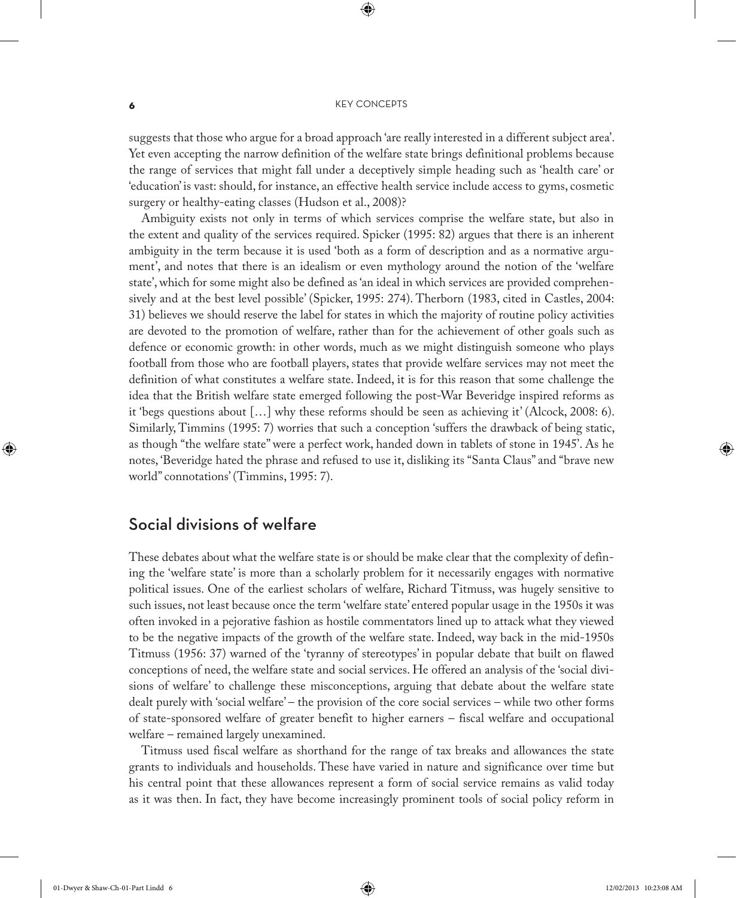suggests that those who argue for a broad approach 'are really interested in a different subject area'. Yet even accepting the narrow definition of the welfare state brings definitional problems because the range of services that might fall under a deceptively simple heading such as 'health care' or 'education' is vast: should, for instance, an effective health service include access to gyms, cosmetic surgery or healthy-eating classes (Hudson et al., 2008)?

Ambiguity exists not only in terms of which services comprise the welfare state, but also in the extent and quality of the services required. Spicker (1995: 82) argues that there is an inherent ambiguity in the term because it is used 'both as a form of description and as a normative argument', and notes that there is an idealism or even mythology around the notion of the 'welfare state', which for some might also be defined as 'an ideal in which services are provided comprehensively and at the best level possible' (Spicker, 1995: 274). Therborn (1983, cited in Castles, 2004: 31) believes we should reserve the label for states in which the majority of routine policy activities are devoted to the promotion of welfare, rather than for the achievement of other goals such as defence or economic growth: in other words, much as we might distinguish someone who plays football from those who are football players, states that provide welfare services may not meet the definition of what constitutes a welfare state. Indeed, it is for this reason that some challenge the idea that the British welfare state emerged following the post-War Beveridge inspired reforms as it 'begs questions about […] why these reforms should be seen as achieving it' (Alcock, 2008: 6). Similarly, Timmins (1995: 7) worries that such a conception 'suffers the drawback of being static, as though "the welfare state" were a perfect work, handed down in tablets of stone in 1945'. As he notes, 'Beveridge hated the phrase and refused to use it, disliking its "Santa Claus" and "brave new world" connotations' (Timmins, 1995: 7).

## Social divisions of welfare

These debates about what the welfare state is or should be make clear that the complexity of defining the 'welfare state' is more than a scholarly problem for it necessarily engages with normative political issues. One of the earliest scholars of welfare, Richard Titmuss, was hugely sensitive to such issues, not least because once the term 'welfare state' entered popular usage in the 1950s it was often invoked in a pejorative fashion as hostile commentators lined up to attack what they viewed to be the negative impacts of the growth of the welfare state. Indeed, way back in the mid-1950s Titmuss (1956: 37) warned of the 'tyranny of stereotypes' in popular debate that built on flawed conceptions of need, the welfare state and social services. He offered an analysis of the 'social divisions of welfare' to challenge these misconceptions, arguing that debate about the welfare state dealt purely with 'social welfare' – the provision of the core social services – while two other forms of state-sponsored welfare of greater benefit to higher earners – fiscal welfare and occupational welfare – remained largely unexamined.

Titmuss used fiscal welfare as shorthand for the range of tax breaks and allowances the state grants to individuals and households. These have varied in nature and significance over time but his central point that these allowances represent a form of social service remains as valid today as it was then. In fact, they have become increasingly prominent tools of social policy reform in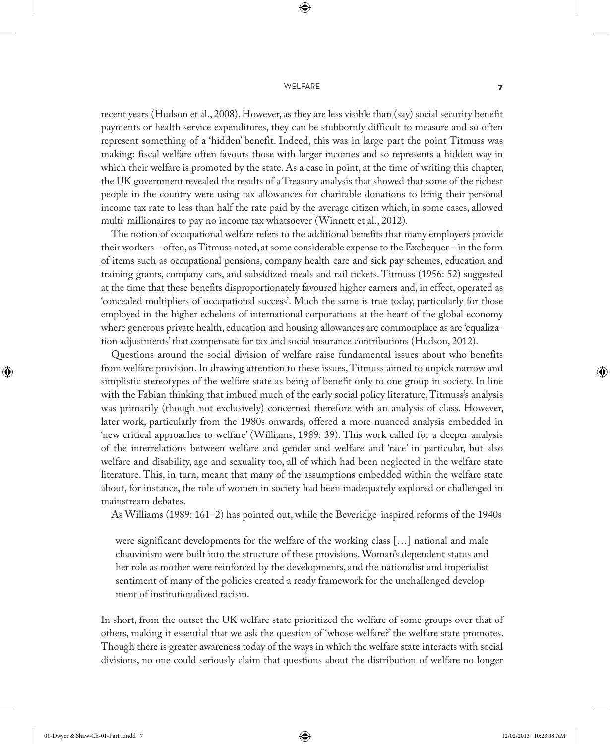recent years (Hudson et al., 2008). However, as they are less visible than (say) social security benefit payments or health service expenditures, they can be stubbornly difficult to measure and so often represent something of a 'hidden' benefit. Indeed, this was in large part the point Titmuss was making: fiscal welfare often favours those with larger incomes and so represents a hidden way in which their welfare is promoted by the state. As a case in point, at the time of writing this chapter, the UK government revealed the results of a Treasury analysis that showed that some of the richest people in the country were using tax allowances for charitable donations to bring their personal income tax rate to less than half the rate paid by the average citizen which, in some cases, allowed multi-millionaires to pay no income tax whatsoever (Winnett et al., 2012).

The notion of occupational welfare refers to the additional benefits that many employers provide their workers – often, as Titmuss noted, at some considerable expense to the Exchequer – in the form of items such as occupational pensions, company health care and sick pay schemes, education and training grants, company cars, and subsidized meals and rail tickets. Titmuss (1956: 52) suggested at the time that these benefits disproportionately favoured higher earners and, in effect, operated as 'concealed multipliers of occupational success'. Much the same is true today, particularly for those employed in the higher echelons of international corporations at the heart of the global economy where generous private health, education and housing allowances are commonplace as are 'equalization adjustments' that compensate for tax and social insurance contributions (Hudson, 2012).

Questions around the social division of welfare raise fundamental issues about who benefits from welfare provision. In drawing attention to these issues, Titmuss aimed to unpick narrow and simplistic stereotypes of the welfare state as being of benefit only to one group in society. In line with the Fabian thinking that imbued much of the early social policy literature, Titmuss's analysis was primarily (though not exclusively) concerned therefore with an analysis of class. However, later work, particularly from the 1980s onwards, offered a more nuanced analysis embedded in 'new critical approaches to welfare' (Williams, 1989: 39). This work called for a deeper analysis of the interrelations between welfare and gender and welfare and 'race' in particular, but also welfare and disability, age and sexuality too, all of which had been neglected in the welfare state literature. This, in turn, meant that many of the assumptions embedded within the welfare state about, for instance, the role of women in society had been inadequately explored or challenged in mainstream debates.

As Williams (1989: 161–2) has pointed out, while the Beveridge-inspired reforms of the 1940s

> were significant developments for the welfare of the working class […] national and male chauvinism were built into the structure of these provisions. Woman's dependent status and her role as mother were reinforced by the developments, and the nationalist and imperialist sentiment of many of the policies created a ready framework for the unchallenged development of institutionalized racism.

In short, from the outset the UK welfare state prioritized the welfare of some groups over that of others, making it essential that we ask the question of 'whose welfare?' the welfare state promotes. Though there is greater awareness today of the ways in which the welfare state interacts with social divisions, no one could seriously claim that questions about the distribution of welfare no longer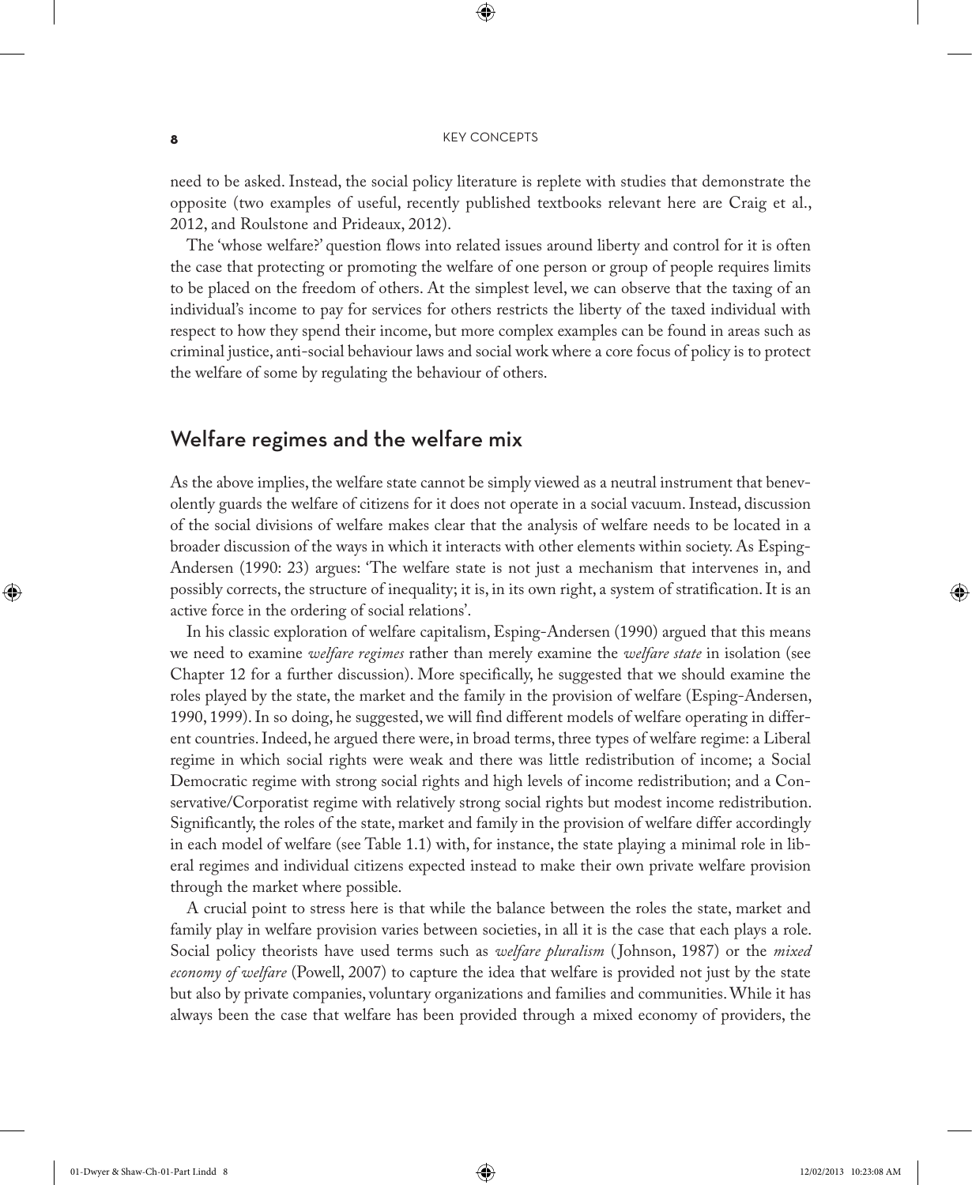need to be asked. Instead, the social policy literature is replete with studies that demonstrate the opposite (two examples of useful, recently published textbooks relevant here are Craig et al., 2012, and Roulstone and Prideaux, 2012).

The 'whose welfare?' question flows into related issues around liberty and control for it is often the case that protecting or promoting the welfare of one person or group of people requires limits to be placed on the freedom of others. At the simplest level, we can observe that the taxing of an individual's income to pay for services for others restricts the liberty of the taxed individual with respect to how they spend their income, but more complex examples can be found in areas such as criminal justice, anti-social behaviour laws and social work where a core focus of policy is to protect the welfare of some by regulating the behaviour of others.

## Welfare regimes and the welfare mix

As the above implies, the welfare state cannot be simply viewed as a neutral instrument that benevolently guards the welfare of citizens for it does not operate in a social vacuum. Instead, discussion of the social divisions of welfare makes clear that the analysis of welfare needs to be located in a broader discussion of the ways in which it interacts with other elements within society. As Esping-Andersen (1990: 23) argues: 'The welfare state is not just a mechanism that intervenes in, and possibly corrects, the structure of inequality; it is, in its own right, a system of stratification. It is an active force in the ordering of social relations'.

In his classic exploration of welfare capitalism, Esping-Andersen (1990) argued that this means we need to examine *welfare regimes* rather than merely examine the *welfare state* in isolation (see Chapter 12 for a further discussion). More specifically, he suggested that we should examine the roles played by the state, the market and the family in the provision of welfare (Esping-Andersen, 1990, 1999). In so doing, he suggested, we will find different models of welfare operating in different countries. Indeed, he argued there were, in broad terms, three types of welfare regime: a Liberal regime in which social rights were weak and there was little redistribution of income; a Social Democratic regime with strong social rights and high levels of income redistribution; and a Conservative/Corporatist regime with relatively strong social rights but modest income redistribution. Significantly, the roles of the state, market and family in the provision of welfare differ accordingly in each model of welfare (see Table 1.1) with, for instance, the state playing a minimal role in liberal regimes and individual citizens expected instead to make their own private welfare provision through the market where possible.

A crucial point to stress here is that while the balance between the roles the state, market and family play in welfare provision varies between societies, in all it is the case that each plays a role. Social policy theorists have used terms such as *welfare pluralism* (Johnson, 1987) or the *mixed economy of welfare* (Powell, 2007) to capture the idea that welfare is provided not just by the state but also by private companies, voluntary organizations and families and communities. While it has always been the case that welfare has been provided through a mixed economy of providers, the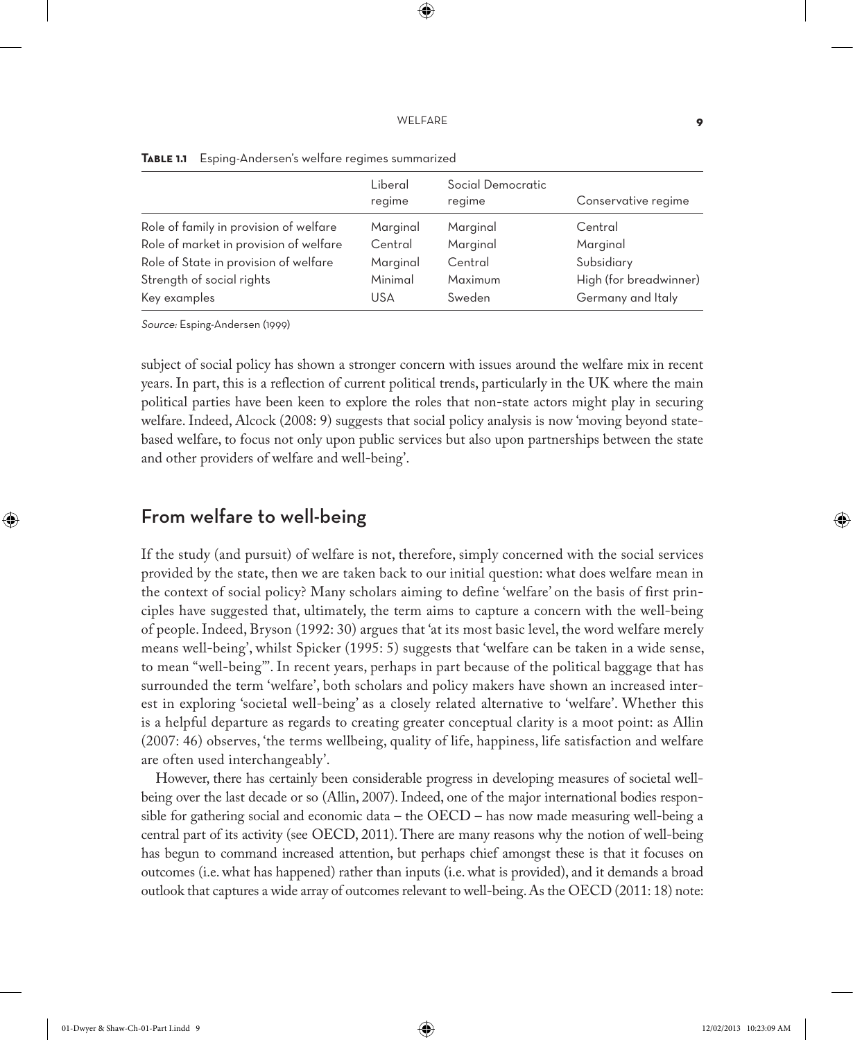**Table 1.1** Esping-Andersen's welfare regimes summarized

| | Liberal regime | Social Democratic regime | Conservative regime |
|---|---|---|---|
| Role of family in provision of welfare | Marginal | Marginal | Central |
| Role of market in provision of welfare | Central | Marginal | Marginal |
| Role of State in provision of welfare | Marginal | Central | Subsidiary |
| Strength of social rights | Minimal | Maximum | High (for breadwinner) |
| Key examples | USA | Sweden | Germany and Italy |

*Source:* Esping-Andersen (1999)

subject of social policy has shown a stronger concern with issues around the welfare mix in recent years. In part, this is a reflection of current political trends, particularly in the UK where the main political parties have been keen to explore the roles that non-state actors might play in securing welfare. Indeed, Alcock (2008: 9) suggests that social policy analysis is now 'moving beyond state-based welfare, to focus not only upon public services but also upon partnerships between the state and other providers of welfare and well-being'.

## From welfare to well-being

If the study (and pursuit) of welfare is not, therefore, simply concerned with the social services provided by the state, then we are taken back to our initial question: what does welfare mean in the context of social policy? Many scholars aiming to define 'welfare' on the basis of first principles have suggested that, ultimately, the term aims to capture a concern with the well-being of people. Indeed, Bryson (1992: 30) argues that 'at its most basic level, the word welfare merely means well-being', whilst Spicker (1995: 5) suggests that 'welfare can be taken in a wide sense, to mean "well-being"'. In recent years, perhaps in part because of the political baggage that has surrounded the term 'welfare', both scholars and policy makers have shown an increased interest in exploring 'societal well-being' as a closely related alternative to 'welfare'. Whether this is a helpful departure as regards to creating greater conceptual clarity is a moot point: as Allin (2007: 46) observes, 'the terms wellbeing, quality of life, happiness, life satisfaction and welfare are often used interchangeably'.

However, there has certainly been considerable progress in developing measures of societal well-being over the last decade or so (Allin, 2007). Indeed, one of the major international bodies responsible for gathering social and economic data – the OECD – has now made measuring well-being a central part of its activity (see OECD, 2011). There are many reasons why the notion of well-being has begun to command increased attention, but perhaps chief amongst these is that it focuses on outcomes (i.e. what has happened) rather than inputs (i.e. what is provided), and it demands a broad outlook that captures a wide array of outcomes relevant to well-being. As the OECD (2011: 18) note: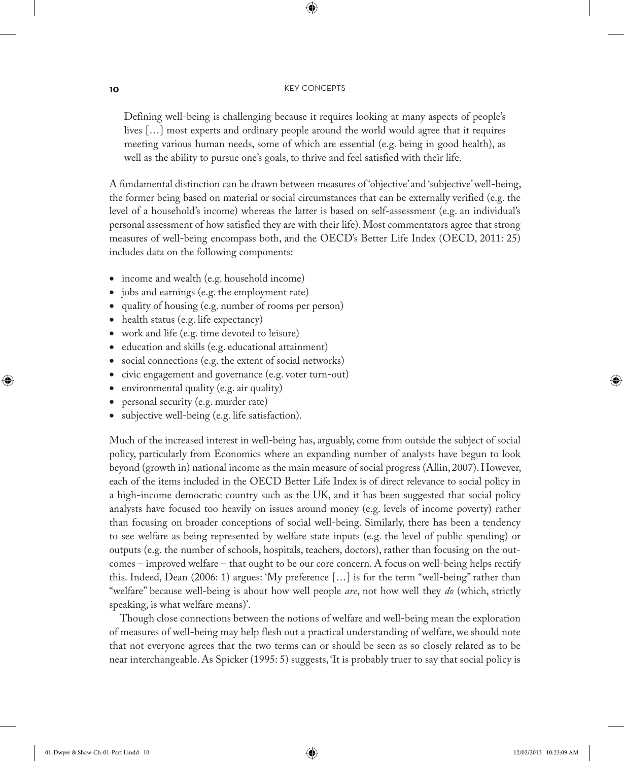> Defining well-being is challenging because it requires looking at many aspects of people's lives […] most experts and ordinary people around the world would agree that it requires meeting various human needs, some of which are essential (e.g. being in good health), as well as the ability to pursue one's goals, to thrive and feel satisfied with their life.

A fundamental distinction can be drawn between measures of 'objective' and 'subjective' well-being, the former being based on material or social circumstances that can be externally verified (e.g. the level of a household's income) whereas the latter is based on self-assessment (e.g. an individual's personal assessment of how satisfied they are with their life). Most commentators agree that strong measures of well-being encompass both, and the OECD's Better Life Index (OECD, 2011: 25) includes data on the following components:

- income and wealth (e.g. household income)
- jobs and earnings (e.g. the employment rate)
- quality of housing (e.g. number of rooms per person)
- health status (e.g. life expectancy)
- work and life (e.g. time devoted to leisure)
- education and skills (e.g. educational attainment)
- social connections (e.g. the extent of social networks)
- civic engagement and governance (e.g. voter turn-out)
- environmental quality (e.g. air quality)
- personal security (e.g. murder rate)
- subjective well-being (e.g. life satisfaction).

Much of the increased interest in well-being has, arguably, come from outside the subject of social policy, particularly from Economics where an expanding number of analysts have begun to look beyond (growth in) national income as the main measure of social progress (Allin, 2007). However, each of the items included in the OECD Better Life Index is of direct relevance to social policy in a high-income democratic country such as the UK, and it has been suggested that social policy analysts have focused too heavily on issues around money (e.g. levels of income poverty) rather than focusing on broader conceptions of social well-being. Similarly, there has been a tendency to see welfare as being represented by welfare state inputs (e.g. the level of public spending) or outputs (e.g. the number of schools, hospitals, teachers, doctors), rather than focusing on the outcomes – improved welfare – that ought to be our core concern. A focus on well-being helps rectify this. Indeed, Dean (2006: 1) argues: 'My preference […] is for the term "well-being" rather than "welfare" because well-being is about how well people *are*, not how well they *do* (which, strictly speaking, is what welfare means)'.

Though close connections between the notions of welfare and well-being mean the exploration of measures of well-being may help flesh out a practical understanding of welfare, we should note that not everyone agrees that the two terms can or should be seen as so closely related as to be near interchangeable. As Spicker (1995: 5) suggests, 'It is probably truer to say that social policy is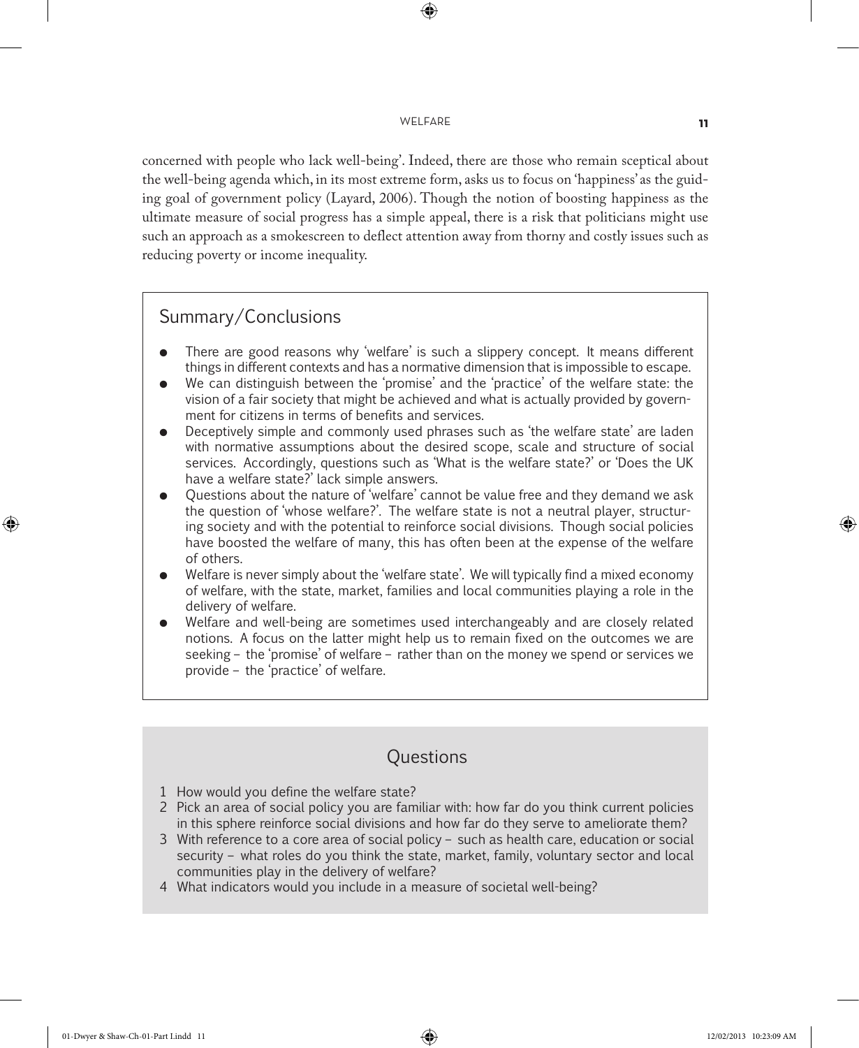concerned with people who lack well-being'. Indeed, there are those who remain sceptical about the well-being agenda which, in its most extreme form, asks us to focus on 'happiness' as the guiding goal of government policy (Layard, 2006). Though the notion of boosting happiness as the ultimate measure of social progress has a simple appeal, there is a risk that politicians might use such an approach as a smokescreen to deflect attention away from thorny and costly issues such as reducing poverty or income inequality.

## Summary/Conclusions

- There are good reasons why 'welfare' is such a slippery concept. It means different things in different contexts and has a normative dimension that is impossible to escape.
- We can distinguish between the 'promise' and the 'practice' of the welfare state: the vision of a fair society that might be achieved and what is actually provided by government for citizens in terms of benefits and services.
- Deceptively simple and commonly used phrases such as 'the welfare state' are laden with normative assumptions about the desired scope, scale and structure of social services. Accordingly, questions such as 'What is the welfare state?' or 'Does the UK have a welfare state?' lack simple answers.
- Questions about the nature of 'welfare' cannot be value free and they demand we ask the question of 'whose welfare?'. The welfare state is not a neutral player, structuring society and with the potential to reinforce social divisions. Though social policies have boosted the welfare of many, this has often been at the expense of the welfare of others.
- Welfare is never simply about the 'welfare state'. We will typically find a mixed economy of welfare, with the state, market, families and local communities playing a role in the delivery of welfare.
- Welfare and well-being are sometimes used interchangeably and are closely related notions. A focus on the latter might help us to remain fixed on the outcomes we are seeking – the 'promise' of welfare – rather than on the money we spend or services we provide – the 'practice' of welfare.

## Questions

1. How would you define the welfare state?
2. Pick an area of social policy you are familiar with: how far do you think current policies in this sphere reinforce social divisions and how far do they serve to ameliorate them?
3. With reference to a core area of social policy – such as health care, education or social security – what roles do you think the state, market, family, voluntary sector and local communities play in the delivery of welfare?
4. What indicators would you include in a measure of societal well-being?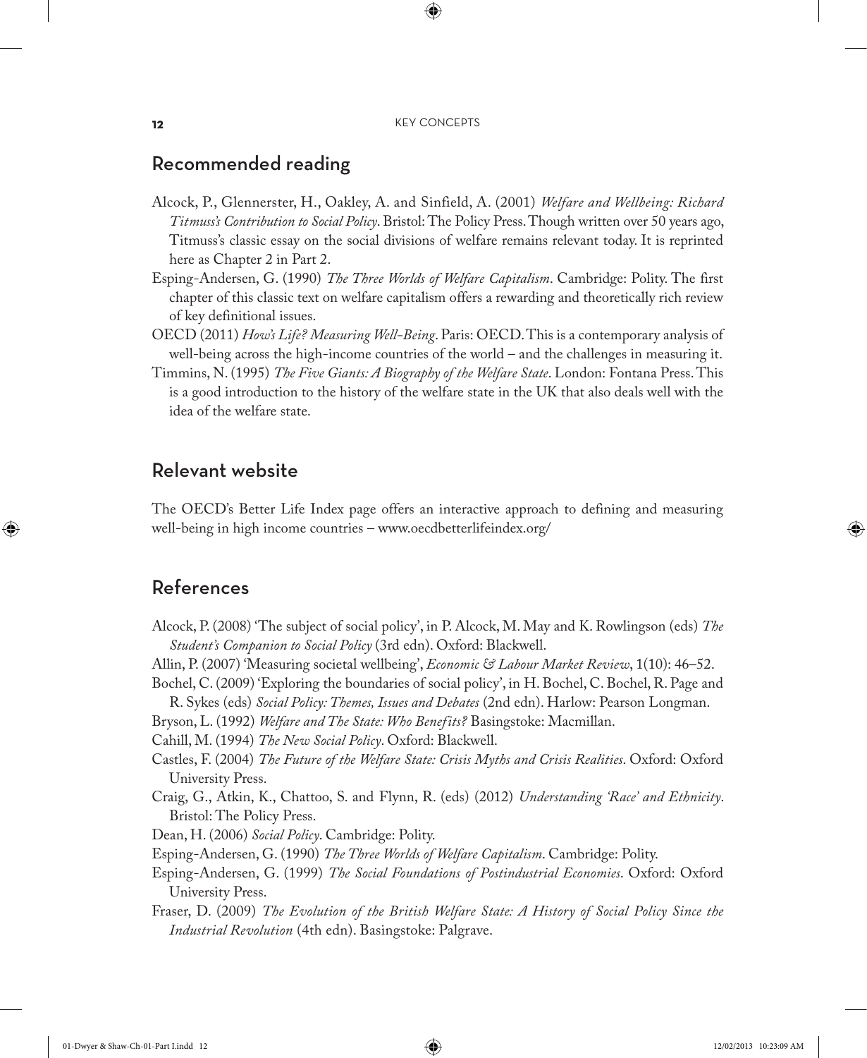## Recommended reading

Alcock, P., Glennerster, H., Oakley, A. and Sinfield, A. (2001) *Welfare and Wellbeing: Richard Titmuss's Contribution to Social Policy*. Bristol: The Policy Press. Though written over 50 years ago, Titmuss's classic essay on the social divisions of welfare remains relevant today. It is reprinted here as Chapter 2 in Part 2.

Esping-Andersen, G. (1990) *The Three Worlds of Welfare Capitalism*. Cambridge: Polity. The first chapter of this classic text on welfare capitalism offers a rewarding and theoretically rich review of key definitional issues.

OECD (2011) *How's Life? Measuring Well-Being*. Paris: OECD. This is a contemporary analysis of well-being across the high-income countries of the world – and the challenges in measuring it.

Timmins, N. (1995) *The Five Giants: A Biography of the Welfare State*. London: Fontana Press. This is a good introduction to the history of the welfare state in the UK that also deals well with the idea of the welfare state.

## Relevant website

The OECD's Better Life Index page offers an interactive approach to defining and measuring well-being in high income countries – www.oecdbetterlifeindex.org/

## References

Alcock, P. (2008) 'The subject of social policy', in P. Alcock, M. May and K. Rowlingson (eds) *The Student's Companion to Social Policy* (3rd edn). Oxford: Blackwell.

Allin, P. (2007) 'Measuring societal wellbeing', *Economic & Labour Market Review*, 1(10): 46–52.

Bochel, C. (2009) 'Exploring the boundaries of social policy', in H. Bochel, C. Bochel, R. Page and R. Sykes (eds) *Social Policy: Themes, Issues and Debates* (2nd edn). Harlow: Pearson Longman.

Bryson, L. (1992) *Welfare and The State: Who Benefits?* Basingstoke: Macmillan.

Cahill, M. (1994) *The New Social Policy*. Oxford: Blackwell.

Castles, F. (2004) *The Future of the Welfare State: Crisis Myths and Crisis Realities*. Oxford: Oxford University Press.

Craig, G., Atkin, K., Chattoo, S. and Flynn, R. (eds) (2012) *Understanding 'Race' and Ethnicity*. Bristol: The Policy Press.

Dean, H. (2006) *Social Policy*. Cambridge: Polity.

Esping-Andersen, G. (1990) *The Three Worlds of Welfare Capitalism*. Cambridge: Polity.

Esping-Andersen, G. (1999) *The Social Foundations of Postindustrial Economies*. Oxford: Oxford University Press.

Fraser, D. (2009) *The Evolution of the British Welfare State: A History of Social Policy Since the Industrial Revolution* (4th edn). Basingstoke: Palgrave.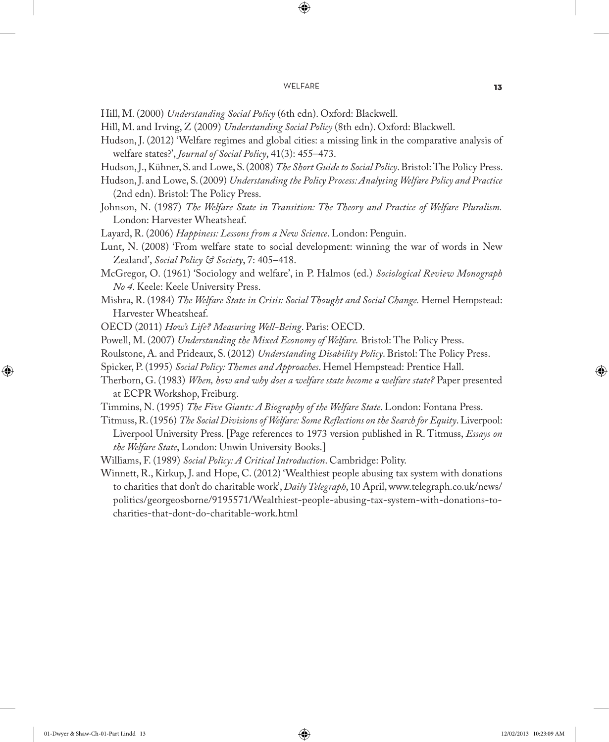Hill, M. (2000) *Understanding Social Policy* (6th edn). Oxford: Blackwell.

Hill, M. and Irving, Z (2009) *Understanding Social Policy* (8th edn). Oxford: Blackwell.

Hudson, J. (2012) 'Welfare regimes and global cities: a missing link in the comparative analysis of welfare states?', *Journal of Social Policy*, 41(3): 455–473.

Hudson, J., Kühner, S. and Lowe, S. (2008) *The Short Guide to Social Policy*. Bristol: The Policy Press.

Hudson, J. and Lowe, S. (2009) *Understanding the Policy Process: Analysing Welfare Policy and Practice* (2nd edn). Bristol: The Policy Press.

Johnson, N. (1987) *The Welfare State in Transition: The Theory and Practice of Welfare Pluralism.* London: Harvester Wheatsheaf.

Layard, R. (2006) *Happiness: Lessons from a New Science*. London: Penguin.

Lunt, N. (2008) 'From welfare state to social development: winning the war of words in New Zealand', *Social Policy & Society*, 7: 405–418.

McGregor, O. (1961) 'Sociology and welfare', in P. Halmos (ed.) *Sociological Review Monograph No 4*. Keele: Keele University Press.

Mishra, R. (1984) *The Welfare State in Crisis: Social Thought and Social Change.* Hemel Hempstead: Harvester Wheatsheaf.

OECD (2011) *How's Life? Measuring Well-Being*. Paris: OECD.

Powell, M. (2007) *Understanding the Mixed Economy of Welfare.* Bristol: The Policy Press.

Roulstone, A. and Prideaux, S. (2012) *Understanding Disability Policy*. Bristol: The Policy Press.

Spicker, P. (1995) *Social Policy: Themes and Approaches*. Hemel Hempstead: Prentice Hall.

Therborn, G. (1983) *When, how and why does a welfare state become a welfare state?* Paper presented at ECPR Workshop, Freiburg.

Timmins, N. (1995) *The Five Giants: A Biography of the Welfare State*. London: Fontana Press.

Titmuss, R. (1956) *The Social Divisions of Welfare: Some Reflections on the Search for Equity*. Liverpool: Liverpool University Press. [Page references to 1973 version published in R. Titmuss, *Essays on the Welfare State*, London: Unwin University Books.]

Williams, F. (1989) *Social Policy: A Critical Introduction*. Cambridge: Polity.

Winnett, R., Kirkup, J. and Hope, C. (2012) 'Wealthiest people abusing tax system with donations to charities that don't do charitable work', *Daily Telegraph*, 10 April, www.telegraph.co.uk/news/politics/georgeosborne/9195571/Wealthiest-people-abusing-tax-system-with-donations-to-charities-that-dont-do-charitable-work.html